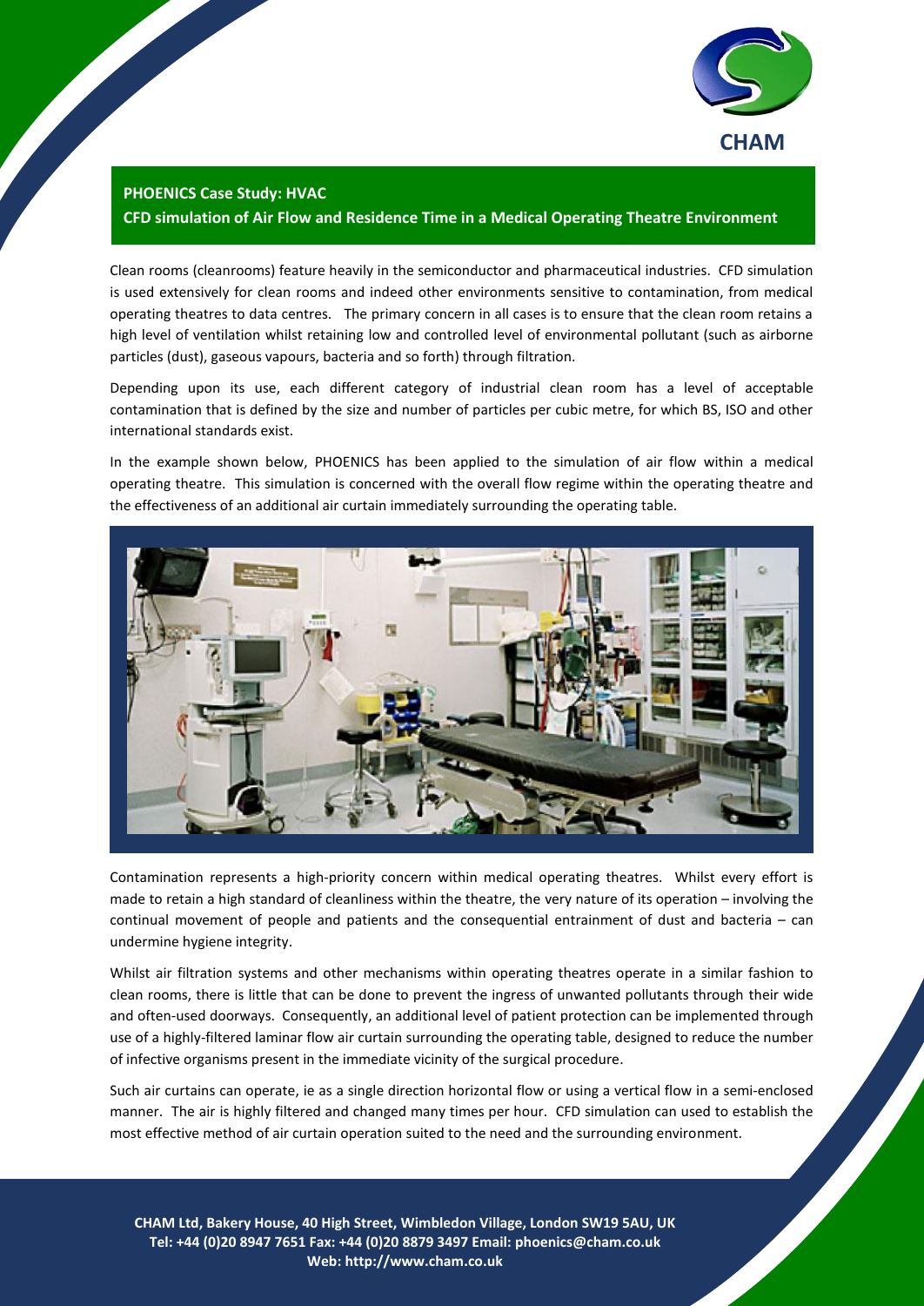CHAM

**PHOENICS Case Study: HVAC**
**CFD simulation of Air Flow and Residence Time in a Medical Operating Theatre Environment**

Clean rooms (cleanrooms) feature heavily in the semiconductor and pharmaceutical industries. CFD simulation is used extensively for clean rooms and indeed other environments sensitive to contamination, from medical operating theatres to data centres. The primary concern in all cases is to ensure that the clean room retains a high level of ventilation whilst retaining low and controlled level of environmental pollutant (such as airborne particles (dust), gaseous vapours, bacteria and so forth) through filtration.

Depending upon its use, each different category of industrial clean room has a level of acceptable contamination that is defined by the size and number of particles per cubic metre, for which BS, ISO and other international standards exist.

In the example shown below, PHOENICS has been applied to the simulation of air flow within a medical operating theatre. This simulation is concerned with the overall flow regime within the operating theatre and the effectiveness of an additional air curtain immediately surrounding the operating table.

Contamination represents a high-priority concern within medical operating theatres. Whilst every effort is made to retain a high standard of cleanliness within the theatre, the very nature of its operation – involving the continual movement of people and patients and the consequential entrainment of dust and bacteria – can undermine hygiene integrity.

Whilst air filtration systems and other mechanisms within operating theatres operate in a similar fashion to clean rooms, there is little that can be done to prevent the ingress of unwanted pollutants through their wide and often-used doorways. Consequently, an additional level of patient protection can be implemented through use of a highly-filtered laminar flow air curtain surrounding the operating table, designed to reduce the number of infective organisms present in the immediate vicinity of the surgical procedure.

Such air curtains can operate, ie as a single direction horizontal flow or using a vertical flow in a semi-enclosed manner. The air is highly filtered and changed many times per hour. CFD simulation can used to establish the most effective method of air curtain operation suited to the need and the surrounding environment.

**CHAM Ltd, Bakery House, 40 High Street, Wimbledon Village, London SW19 5AU, UK**
**Tel: +44 (0)20 8947 7651 Fax: +44 (0)20 8879 3497 Email: phoenics@cham.co.uk**
**Web: http://www.cham.co.uk**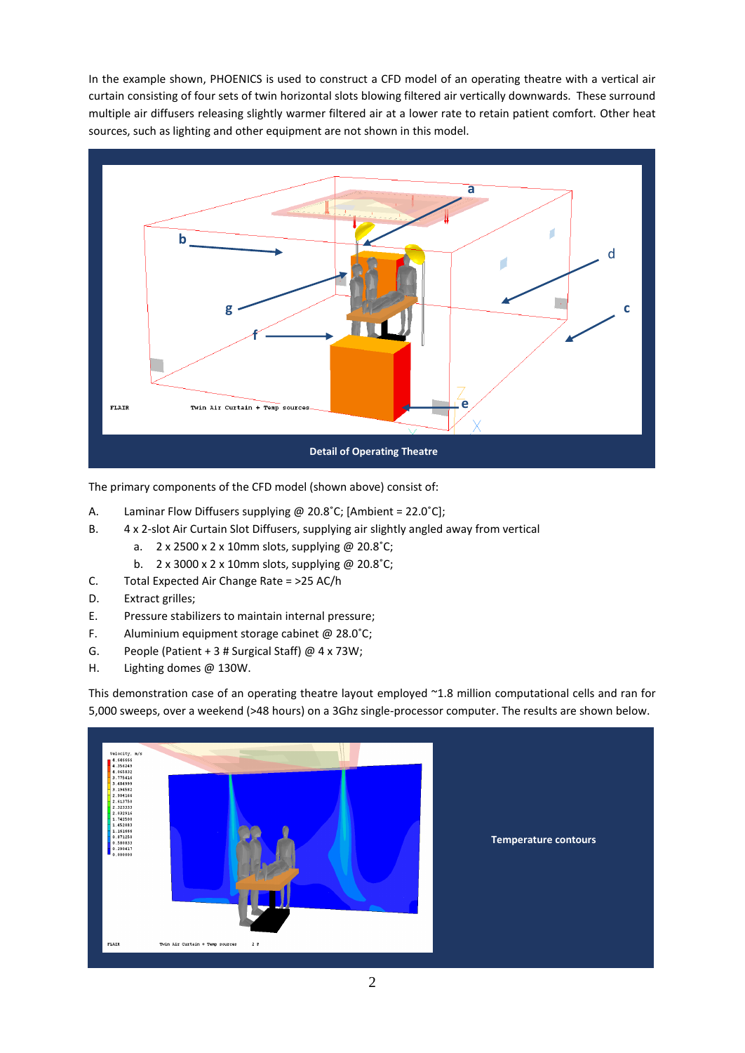In the example shown, PHOENICS is used to construct a CFD model of an operating theatre with a vertical air curtain consisting of four sets of twin horizontal slots blowing filtered air vertically downwards. These surround multiple air diffusers releasing slightly warmer filtered air at a lower rate to retain patient comfort. Other heat sources, such as lighting and other equipment are not shown in this model.

**Detail of Operating Theatre**

The primary components of the CFD model (shown above) consist of:

A. Laminar Flow Diffusers supplying @ 20.8˚C; [Ambient = 22.0˚C];
B. 4 x 2-slot Air Curtain Slot Diffusers, supplying air slightly angled away from vertical
   a. 2 x 2500 x 2 x 10mm slots, supplying @ 20.8˚C;
   b. 2 x 3000 x 2 x 10mm slots, supplying @ 20.8˚C;
C. Total Expected Air Change Rate = >25 AC/h
D. Extract grilles;
E. Pressure stabilizers to maintain internal pressure;
F. Aluminium equipment storage cabinet @ 28.0˚C;
G. People (Patient + 3 # Surgical Staff) @ 4 x 73W;
H. Lighting domes @ 130W.

This demonstration case of an operating theatre layout employed ~1.8 million computational cells and ran for 5,000 sweeps, over a weekend (>48 hours) on a 3Ghz single-processor computer. The results are shown below.

**Temperature contours**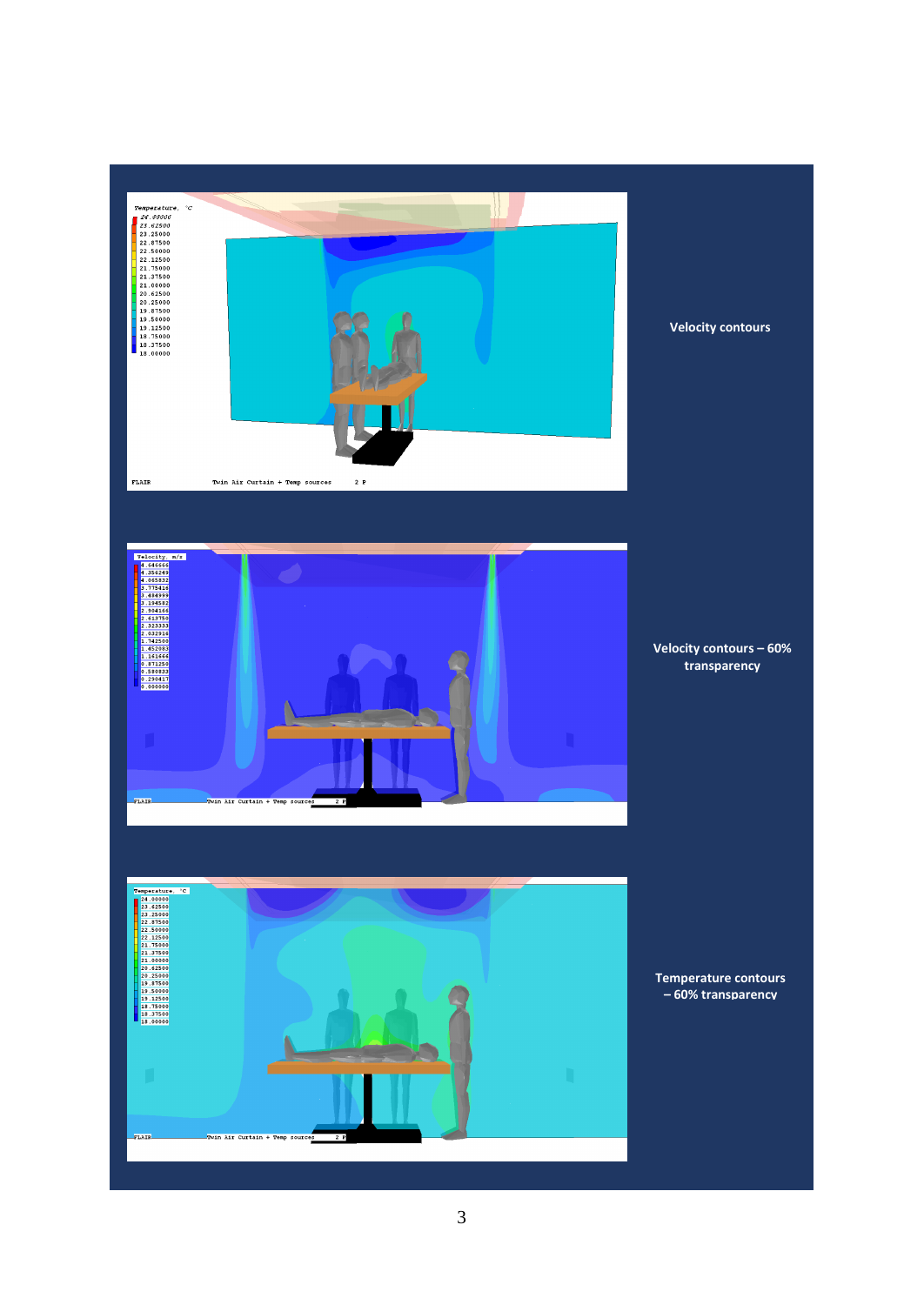Velocity contours

Velocity contours – 60% transparency

Temperature contours – 60% transparency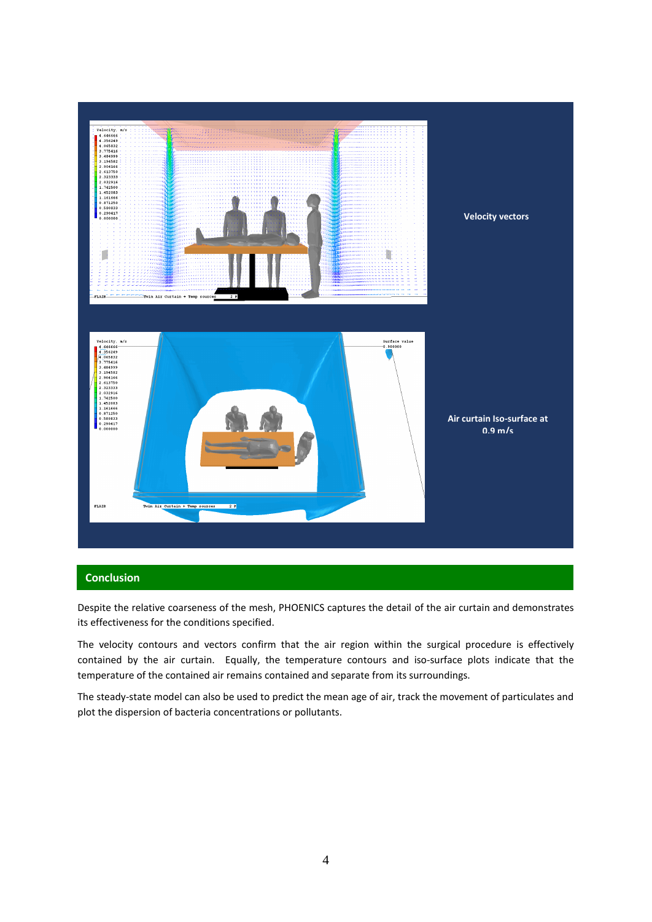Velocity vectors

Air curtain Iso-surface at 0.9 m/s

## Conclusion

Despite the relative coarseness of the mesh, PHOENICS captures the detail of the air curtain and demonstrates its effectiveness for the conditions specified.

The velocity contours and vectors confirm that the air region within the surgical procedure is effectively contained by the air curtain. Equally, the temperature contours and iso-surface plots indicate that the temperature of the contained air remains contained and separate from its surroundings.

The steady-state model can also be used to predict the mean age of air, track the movement of particulates and plot the dispersion of bacteria concentrations or pollutants.